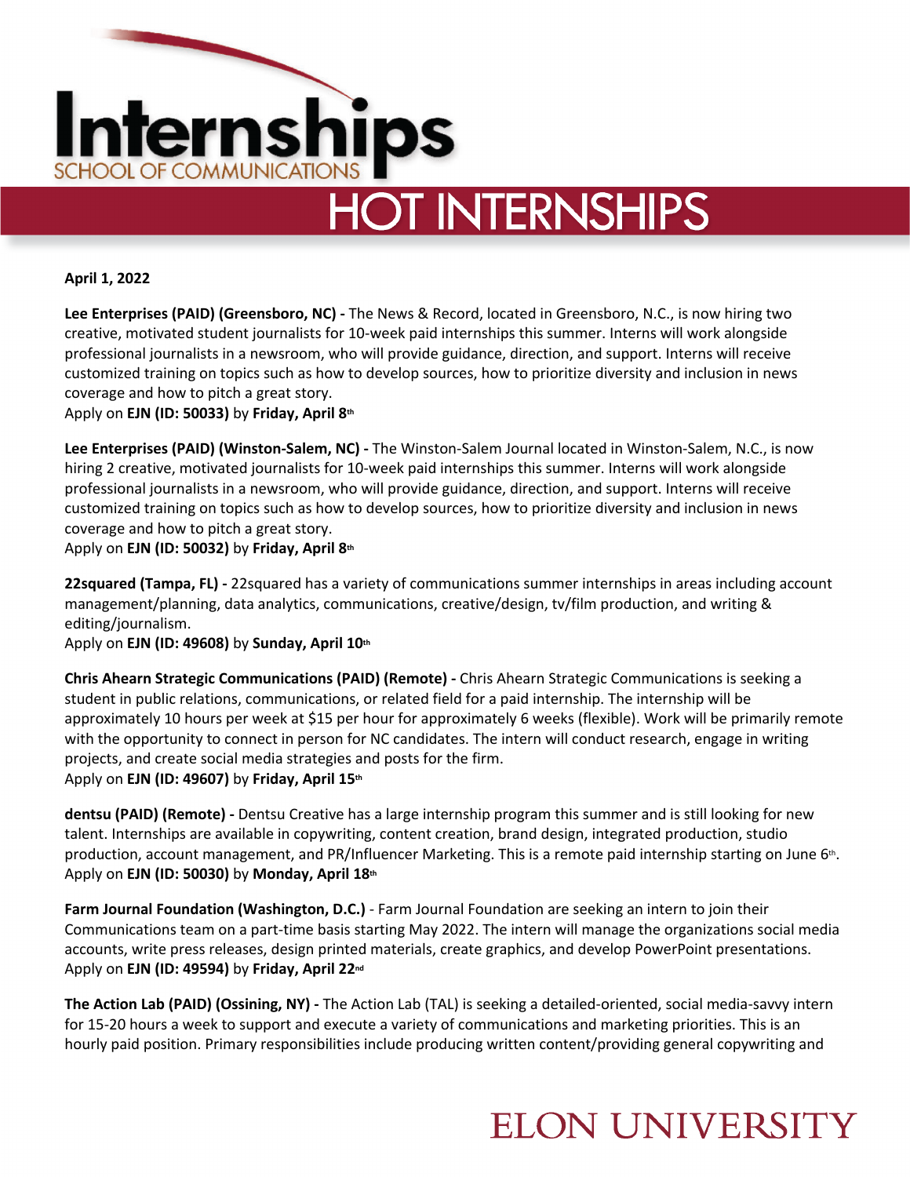# Internships

SCHOOL OF COMMUNICATIONS

## HOT INTERNSHIPS

**April 1, 2022**

**Lee Enterprises (PAID) (Greensboro, NC) -** The News & Record, located in Greensboro, N.C., is now hiring two creative, motivated student journalists for 10-week paid internships this summer. Interns will work alongside professional journalists in a newsroom, who will provide guidance, direction, and support. Interns will receive customized training on topics such as how to develop sources, how to prioritize diversity and inclusion in news coverage and how to pitch a great story.
Apply on **EJN (ID: 50033)** by **Friday, April 8th**

**Lee Enterprises (PAID) (Winston-Salem, NC) -** The Winston-Salem Journal located in Winston-Salem, N.C., is now hiring 2 creative, motivated journalists for 10-week paid internships this summer. Interns will work alongside professional journalists in a newsroom, who will provide guidance, direction, and support. Interns will receive customized training on topics such as how to develop sources, how to prioritize diversity and inclusion in news coverage and how to pitch a great story.
Apply on **EJN (ID: 50032)** by **Friday, April 8th**

**22squared (Tampa, FL) -** 22squared has a variety of communications summer internships in areas including account management/planning, data analytics, communications, creative/design, tv/film production, and writing & editing/journalism.
Apply on **EJN (ID: 49608)** by **Sunday, April 10th**

**Chris Ahearn Strategic Communications (PAID) (Remote) -** Chris Ahearn Strategic Communications is seeking a student in public relations, communications, or related field for a paid internship. The internship will be approximately 10 hours per week at $15 per hour for approximately 6 weeks (flexible). Work will be primarily remote with the opportunity to connect in person for NC candidates. The intern will conduct research, engage in writing projects, and create social media strategies and posts for the firm.
Apply on **EJN (ID: 49607)** by **Friday, April 15th**

**dentsu (PAID) (Remote) -** Dentsu Creative has a large internship program this summer and is still looking for new talent. Internships are available in copywriting, content creation, brand design, integrated production, studio production, account management, and PR/Influencer Marketing. This is a remote paid internship starting on June 6th.
Apply on **EJN (ID: 50030)** by **Monday, April 18th**

**Farm Journal Foundation (Washington, D.C.)** - Farm Journal Foundation are seeking an intern to join their Communications team on a part-time basis starting May 2022. The intern will manage the organizations social media accounts, write press releases, design printed materials, create graphics, and develop PowerPoint presentations.
Apply on **EJN (ID: 49594)** by **Friday, April 22nd**

**The Action Lab (PAID) (Ossining, NY) -** The Action Lab (TAL) is seeking a detailed-oriented, social media-savvy intern for 15-20 hours a week to support and execute a variety of communications and marketing priorities. This is an hourly paid position. Primary responsibilities include producing written content/providing general copywriting and

ELON UNIVERSITY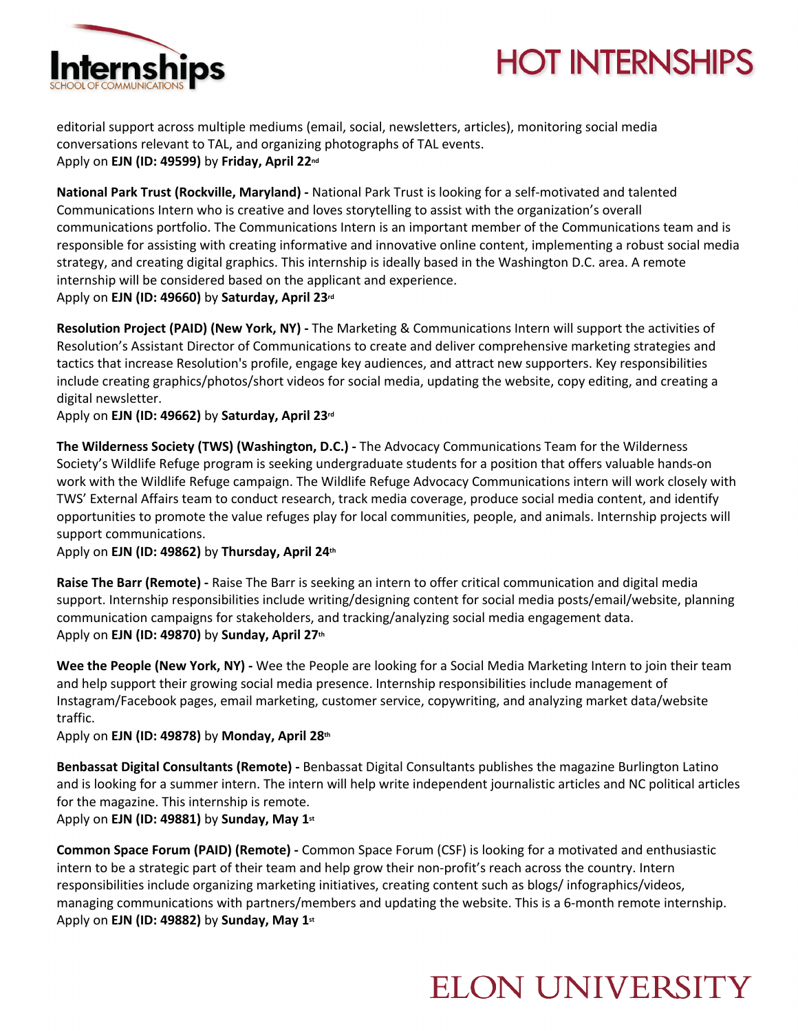editorial support across multiple mediums (email, social, newsletters, articles), monitoring social media conversations relevant to TAL, and organizing photographs of TAL events.
Apply on **EJN (ID: 49599)** by **Friday, April 22nd**

**National Park Trust (Rockville, Maryland) -** National Park Trust is looking for a self-motivated and talented Communications Intern who is creative and loves storytelling to assist with the organization's overall communications portfolio. The Communications Intern is an important member of the Communications team and is responsible for assisting with creating informative and innovative online content, implementing a robust social media strategy, and creating digital graphics. This internship is ideally based in the Washington D.C. area. A remote internship will be considered based on the applicant and experience.
Apply on **EJN (ID: 49660)** by **Saturday, April 23rd**

**Resolution Project (PAID) (New York, NY) -** The Marketing & Communications Intern will support the activities of Resolution's Assistant Director of Communications to create and deliver comprehensive marketing strategies and tactics that increase Resolution's profile, engage key audiences, and attract new supporters. Key responsibilities include creating graphics/photos/short videos for social media, updating the website, copy editing, and creating a digital newsletter.
Apply on **EJN (ID: 49662)** by **Saturday, April 23rd**

**The Wilderness Society (TWS) (Washington, D.C.) -** The Advocacy Communications Team for the Wilderness Society's Wildlife Refuge program is seeking undergraduate students for a position that offers valuable hands-on work with the Wildlife Refuge campaign. The Wildlife Refuge Advocacy Communications intern will work closely with TWS' External Affairs team to conduct research, track media coverage, produce social media content, and identify opportunities to promote the value refuges play for local communities, people, and animals. Internship projects will support communications.
Apply on **EJN (ID: 49862)** by **Thursday, April 24th**

**Raise The Barr (Remote) -** Raise The Barr is seeking an intern to offer critical communication and digital media support. Internship responsibilities include writing/designing content for social media posts/email/website, planning communication campaigns for stakeholders, and tracking/analyzing social media engagement data.
Apply on **EJN (ID: 49870)** by **Sunday, April 27th**

**Wee the People (New York, NY) -** Wee the People are looking for a Social Media Marketing Intern to join their team and help support their growing social media presence. Internship responsibilities include management of Instagram/Facebook pages, email marketing, customer service, copywriting, and analyzing market data/website traffic.
Apply on **EJN (ID: 49878)** by **Monday, April 28th**

**Benbassat Digital Consultants (Remote) -** Benbassat Digital Consultants publishes the magazine Burlington Latino and is looking for a summer intern. The intern will help write independent journalistic articles and NC political articles for the magazine. This internship is remote.
Apply on **EJN (ID: 49881)** by **Sunday, May 1st**

**Common Space Forum (PAID) (Remote) -** Common Space Forum (CSF) is looking for a motivated and enthusiastic intern to be a strategic part of their team and help grow their non-profit's reach across the country. Intern responsibilities include organizing marketing initiatives, creating content such as blogs/ infographics/videos, managing communications with partners/members and updating the website. This is a 6-month remote internship.
Apply on **EJN (ID: 49882)** by **Sunday, May 1st**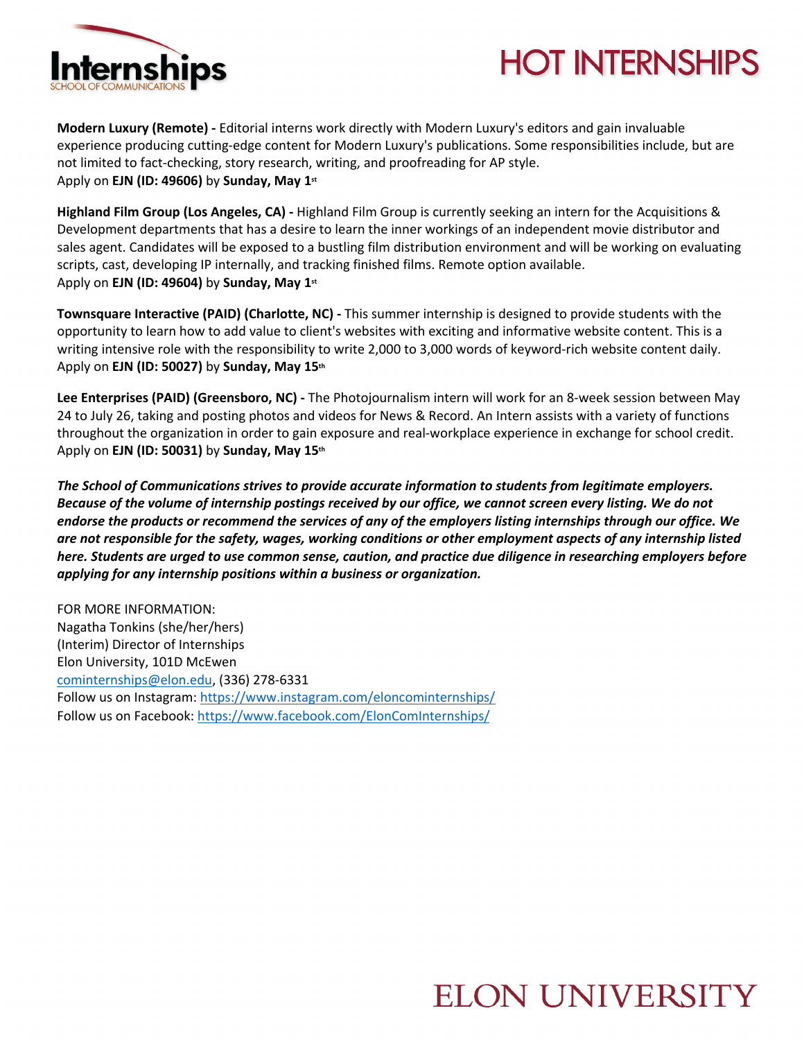**Modern Luxury (Remote) -** Editorial interns work directly with Modern Luxury's editors and gain invaluable experience producing cutting-edge content for Modern Luxury's publications. Some responsibilities include, but are not limited to fact-checking, story research, writing, and proofreading for AP style.
Apply on **EJN (ID: 49606)** by **Sunday, May 1st**

**Highland Film Group (Los Angeles, CA) -** Highland Film Group is currently seeking an intern for the Acquisitions & Development departments that has a desire to learn the inner workings of an independent movie distributor and sales agent. Candidates will be exposed to a bustling film distribution environment and will be working on evaluating scripts, cast, developing IP internally, and tracking finished films. Remote option available.
Apply on **EJN (ID: 49604)** by **Sunday, May 1st**

**Townsquare Interactive (PAID) (Charlotte, NC) -** This summer internship is designed to provide students with the opportunity to learn how to add value to client's websites with exciting and informative website content. This is a writing intensive role with the responsibility to write 2,000 to 3,000 words of keyword-rich website content daily.
Apply on **EJN (ID: 50027)** by **Sunday, May 15th**

**Lee Enterprises (PAID) (Greensboro, NC) -** The Photojournalism intern will work for an 8-week session between May 24 to July 26, taking and posting photos and videos for News & Record. An Intern assists with a variety of functions throughout the organization in order to gain exposure and real-workplace experience in exchange for school credit.
Apply on **EJN (ID: 50031)** by **Sunday, May 15th**

***The School of Communications strives to provide accurate information to students from legitimate employers. Because of the volume of internship postings received by our office, we cannot screen every listing. We do not endorse the products or recommend the services of any of the employers listing internships through our office. We are not responsible for the safety, wages, working conditions or other employment aspects of any internship listed here. Students are urged to use common sense, caution, and practice due diligence in researching employers before applying for any internship positions within a business or organization.***

FOR MORE INFORMATION:
Nagatha Tonkins (she/her/hers)
(Interim) Director of Internships
Elon University, 101D McEwen
cominternships@elon.edu, (336) 278-6331
Follow us on Instagram: https://www.instagram.com/eloncominternships/
Follow us on Facebook: https://www.facebook.com/ElonComInternships/